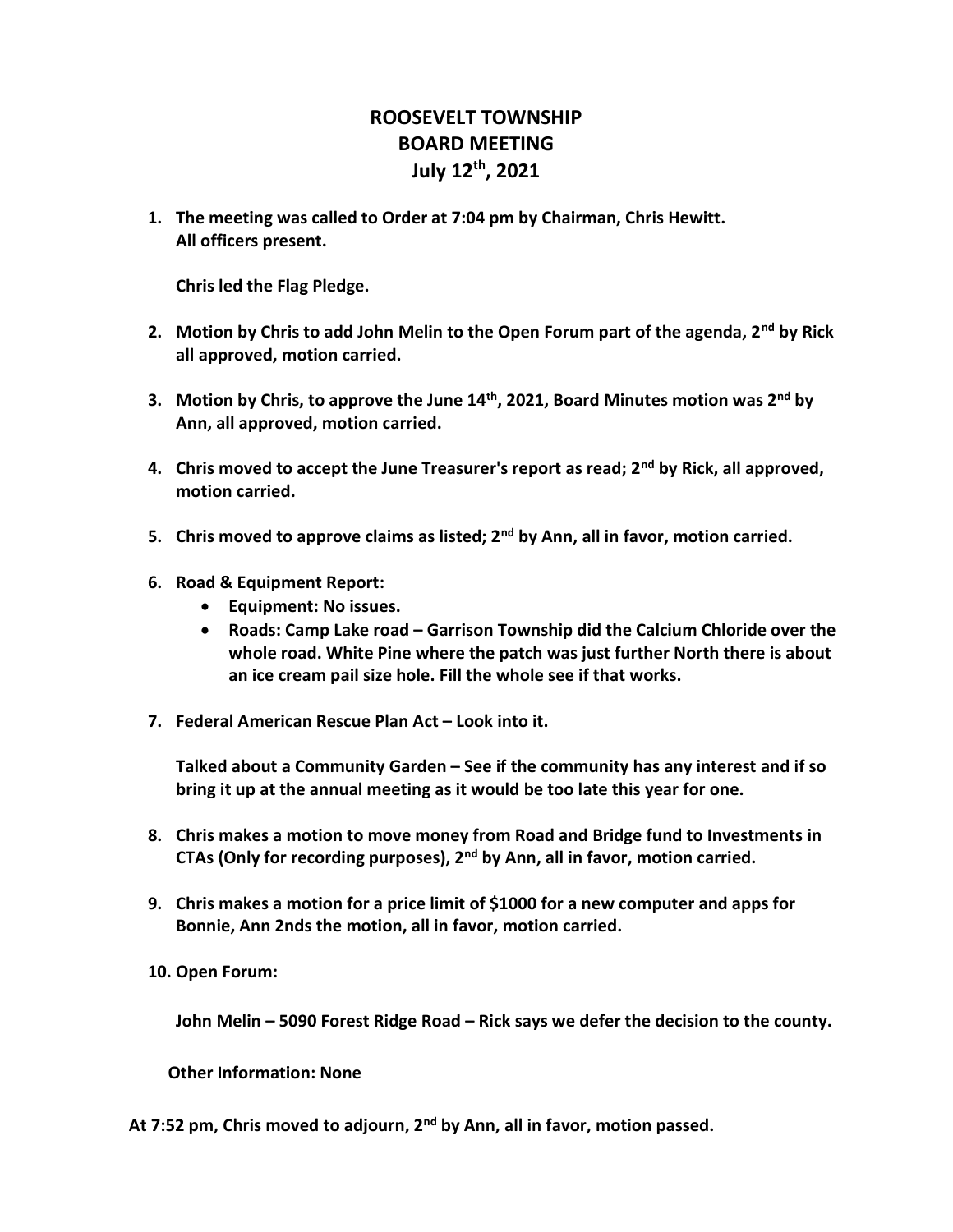# ROOSEVELT TOWNSHIP
# BOARD MEETING
# July 12th, 2021

1. **The meeting was called to Order at 7:04 pm by Chairman, Chris Hewitt. All officers present.**

   **Chris led the Flag Pledge.**

2. **Motion by Chris to add John Melin to the Open Forum part of the agenda, 2nd by Rick all approved, motion carried.**

3. **Motion by Chris, to approve the June 14th, 2021, Board Minutes motion was 2nd by Ann, all approved, motion carried.**

4. **Chris moved to accept the June Treasurer's report as read; 2nd by Rick, all approved, motion carried.**

5. **Chris moved to approve claims as listed; 2nd by Ann, all in favor, motion carried.**

6. **Road & Equipment Report:**
   - **Equipment: No issues.**
   - **Roads: Camp Lake road – Garrison Township did the Calcium Chloride over the whole road. White Pine where the patch was just further North there is about an ice cream pail size hole. Fill the whole see if that works.**

7. **Federal American Rescue Plan Act – Look into it.**

   **Talked about a Community Garden – See if the community has any interest and if so bring it up at the annual meeting as it would be too late this year for one.**

8. **Chris makes a motion to move money from Road and Bridge fund to Investments in CTAs (Only for recording purposes), 2nd by Ann, all in favor, motion carried.**

9. **Chris makes a motion for a price limit of $1000 for a new computer and apps for Bonnie, Ann 2nds the motion, all in favor, motion carried.**

10. **Open Forum:**

    **John Melin – 5090 Forest Ridge Road – Rick says we defer the decision to the county.**

    **Other Information: None**

**At 7:52 pm, Chris moved to adjourn, 2nd by Ann, all in favor, motion passed.**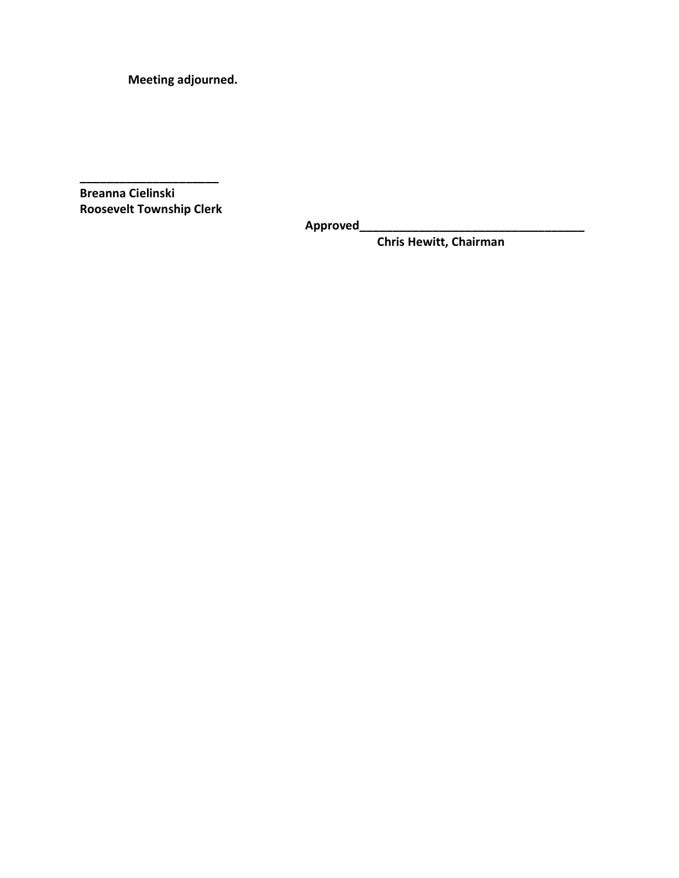**Meeting adjourned.**

______________________

**Breanna Cielinski**
**Roosevelt Township Clerk**

**Approved____________________________________**
**Chris Hewitt, Chairman**